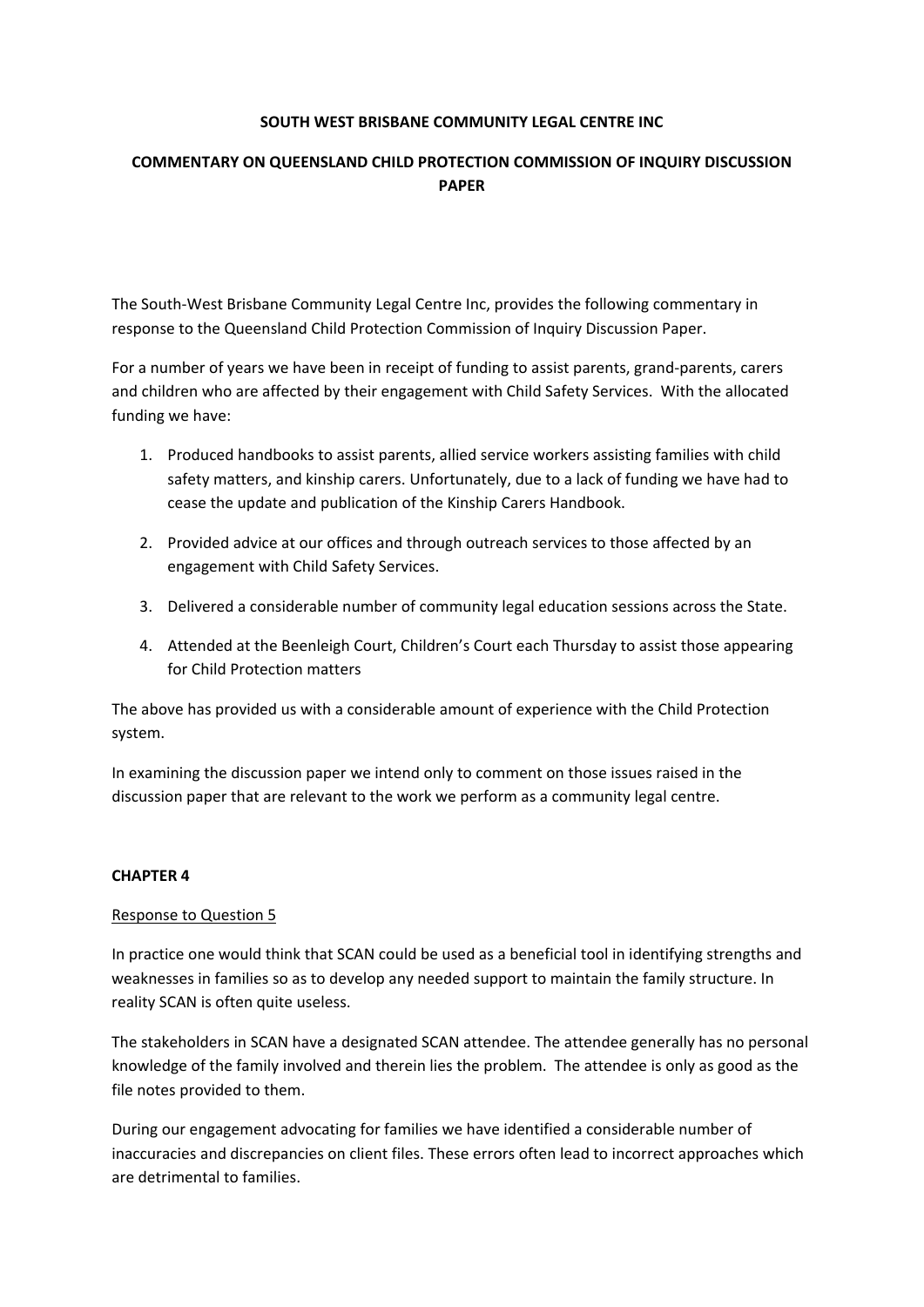# SOUTH WEST BRISBANE COMMUNITY LEGAL CENTRE INC

## COMMENTARY ON QUEENSLAND CHILD PROTECTION COMMISSION OF INQUIRY DISCUSSION PAPER

The South-West Brisbane Community Legal Centre Inc, provides the following commentary in response to the Queensland Child Protection Commission of Inquiry Discussion Paper.

For a number of years we have been in receipt of funding to assist parents, grand-parents, carers and children who are affected by their engagement with Child Safety Services. With the allocated funding we have:

1. Produced handbooks to assist parents, allied service workers assisting families with child safety matters, and kinship carers. Unfortunately, due to a lack of funding we have had to cease the update and publication of the Kinship Carers Handbook.
2. Provided advice at our offices and through outreach services to those affected by an engagement with Child Safety Services.
3. Delivered a considerable number of community legal education sessions across the State.
4. Attended at the Beenleigh Court, Children's Court each Thursday to assist those appearing for Child Protection matters

The above has provided us with a considerable amount of experience with the Child Protection system.

In examining the discussion paper we intend only to comment on those issues raised in the discussion paper that are relevant to the work we perform as a community legal centre.

### CHAPTER 4

Response to Question 5

In practice one would think that SCAN could be used as a beneficial tool in identifying strengths and weaknesses in families so as to develop any needed support to maintain the family structure. In reality SCAN is often quite useless.

The stakeholders in SCAN have a designated SCAN attendee. The attendee generally has no personal knowledge of the family involved and therein lies the problem. The attendee is only as good as the file notes provided to them.

During our engagement advocating for families we have identified a considerable number of inaccuracies and discrepancies on client files. These errors often lead to incorrect approaches which are detrimental to families.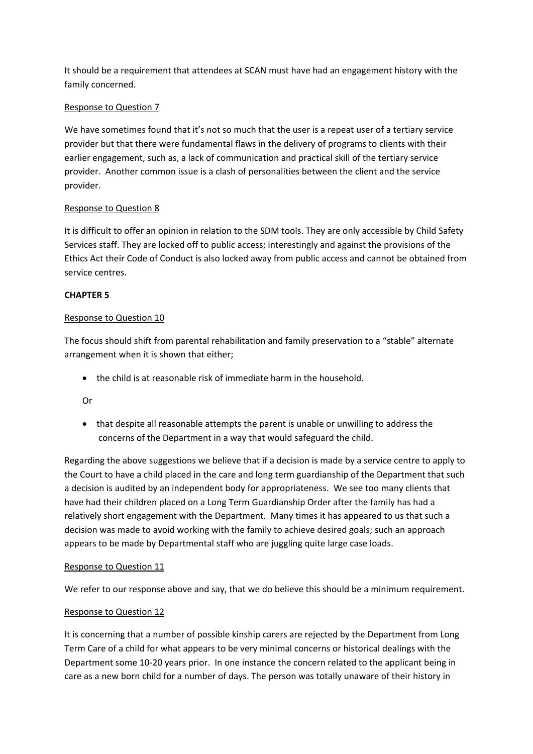It should be a requirement that attendees at SCAN must have had an engagement history with the family concerned.

Response to Question 7

We have sometimes found that it's not so much that the user is a repeat user of a tertiary service provider but that there were fundamental flaws in the delivery of programs to clients with their earlier engagement, such as, a lack of communication and practical skill of the tertiary service provider. Another common issue is a clash of personalities between the client and the service provider.

Response to Question 8

It is difficult to offer an opinion in relation to the SDM tools. They are only accessible by Child Safety Services staff. They are locked off to public access; interestingly and against the provisions of the Ethics Act their Code of Conduct is also locked away from public access and cannot be obtained from service centres.

**CHAPTER 5**

Response to Question 10

The focus should shift from parental rehabilitation and family preservation to a "stable" alternate arrangement when it is shown that either;

- the child is at reasonable risk of immediate harm in the household.

  Or

- that despite all reasonable attempts the parent is unable or unwilling to address the concerns of the Department in a way that would safeguard the child.

Regarding the above suggestions we believe that if a decision is made by a service centre to apply to the Court to have a child placed in the care and long term guardianship of the Department that such a decision is audited by an independent body for appropriateness. We see too many clients that have had their children placed on a Long Term Guardianship Order after the family has had a relatively short engagement with the Department. Many times it has appeared to us that such a decision was made to avoid working with the family to achieve desired goals; such an approach appears to be made by Departmental staff who are juggling quite large case loads.

Response to Question 11

We refer to our response above and say, that we do believe this should be a minimum requirement.

Response to Question 12

It is concerning that a number of possible kinship carers are rejected by the Department from Long Term Care of a child for what appears to be very minimal concerns or historical dealings with the Department some 10-20 years prior. In one instance the concern related to the applicant being in care as a new born child for a number of days. The person was totally unaware of their history in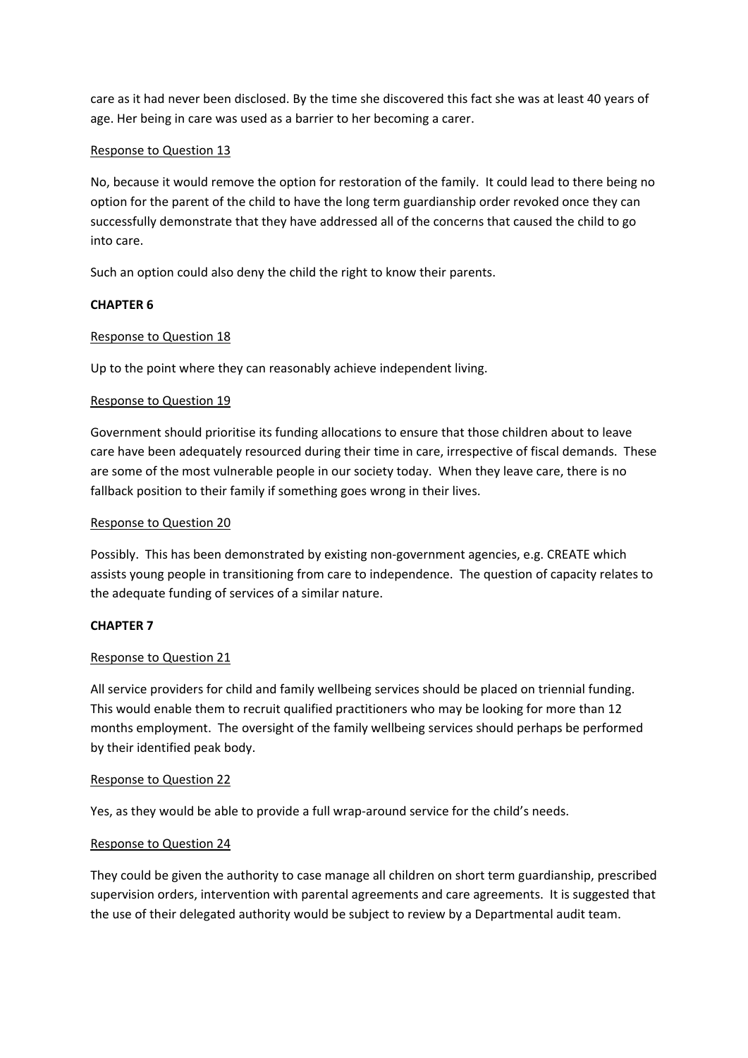care as it had never been disclosed. By the time she discovered this fact she was at least 40 years of age. Her being in care was used as a barrier to her becoming a carer.

Response to Question 13

No, because it would remove the option for restoration of the family. It could lead to there being no option for the parent of the child to have the long term guardianship order revoked once they can successfully demonstrate that they have addressed all of the concerns that caused the child to go into care.

Such an option could also deny the child the right to know their parents.

**CHAPTER 6**

Response to Question 18

Up to the point where they can reasonably achieve independent living.

Response to Question 19

Government should prioritise its funding allocations to ensure that those children about to leave care have been adequately resourced during their time in care, irrespective of fiscal demands. These are some of the most vulnerable people in our society today. When they leave care, there is no fallback position to their family if something goes wrong in their lives.

Response to Question 20

Possibly. This has been demonstrated by existing non-government agencies, e.g. CREATE which assists young people in transitioning from care to independence. The question of capacity relates to the adequate funding of services of a similar nature.

**CHAPTER 7**

Response to Question 21

All service providers for child and family wellbeing services should be placed on triennial funding. This would enable them to recruit qualified practitioners who may be looking for more than 12 months employment. The oversight of the family wellbeing services should perhaps be performed by their identified peak body.

Response to Question 22

Yes, as they would be able to provide a full wrap-around service for the child's needs.

Response to Question 24

They could be given the authority to case manage all children on short term guardianship, prescribed supervision orders, intervention with parental agreements and care agreements. It is suggested that the use of their delegated authority would be subject to review by a Departmental audit team.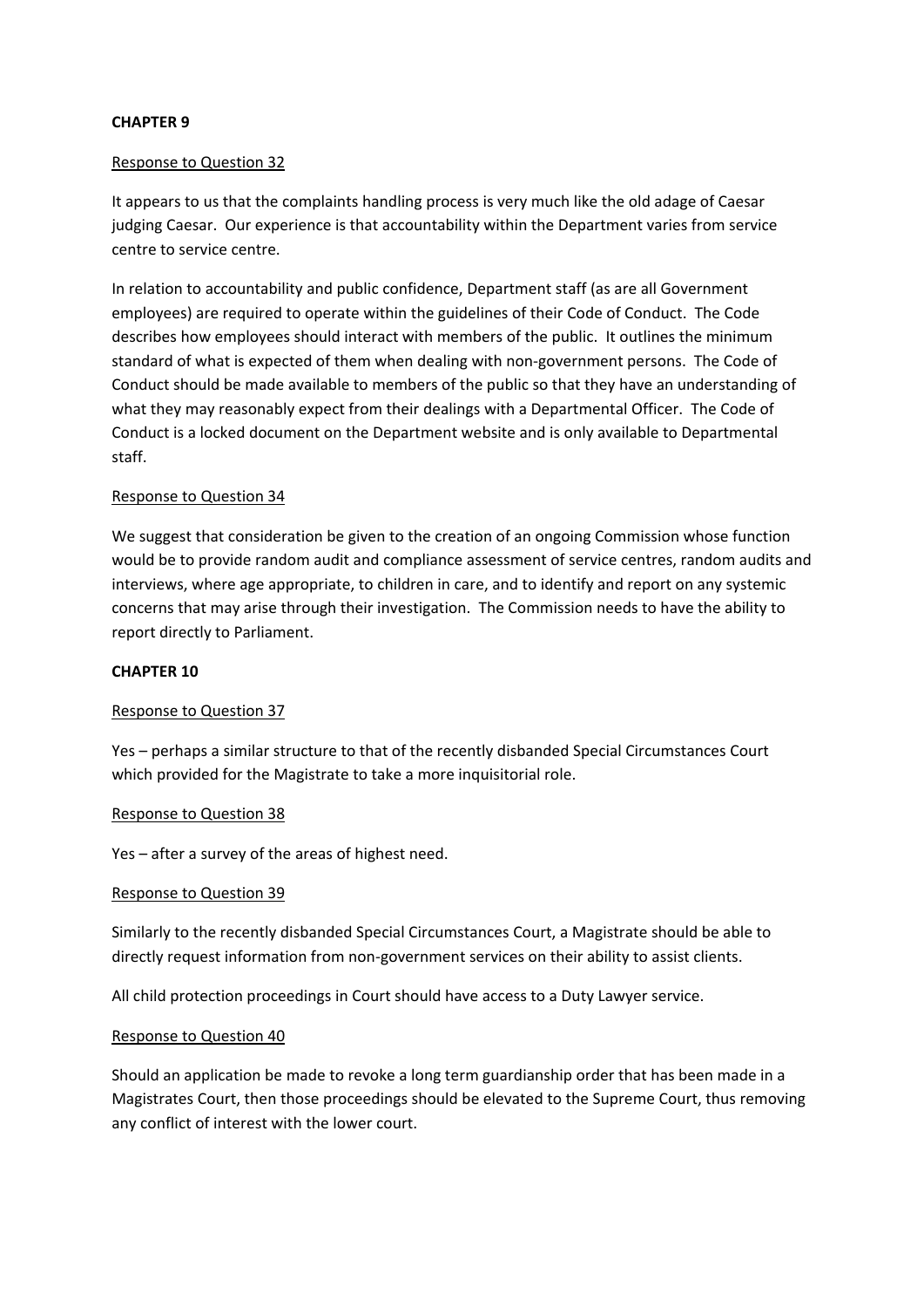**CHAPTER 9**

Response to Question 32

It appears to us that the complaints handling process is very much like the old adage of Caesar judging Caesar. Our experience is that accountability within the Department varies from service centre to service centre.

In relation to accountability and public confidence, Department staff (as are all Government employees) are required to operate within the guidelines of their Code of Conduct. The Code describes how employees should interact with members of the public. It outlines the minimum standard of what is expected of them when dealing with non-government persons. The Code of Conduct should be made available to members of the public so that they have an understanding of what they may reasonably expect from their dealings with a Departmental Officer. The Code of Conduct is a locked document on the Department website and is only available to Departmental staff.

Response to Question 34

We suggest that consideration be given to the creation of an ongoing Commission whose function would be to provide random audit and compliance assessment of service centres, random audits and interviews, where age appropriate, to children in care, and to identify and report on any systemic concerns that may arise through their investigation. The Commission needs to have the ability to report directly to Parliament.

**CHAPTER 10**

Response to Question 37

Yes – perhaps a similar structure to that of the recently disbanded Special Circumstances Court which provided for the Magistrate to take a more inquisitorial role.

Response to Question 38

Yes – after a survey of the areas of highest need.

Response to Question 39

Similarly to the recently disbanded Special Circumstances Court, a Magistrate should be able to directly request information from non-government services on their ability to assist clients.

All child protection proceedings in Court should have access to a Duty Lawyer service.

Response to Question 40

Should an application be made to revoke a long term guardianship order that has been made in a Magistrates Court, then those proceedings should be elevated to the Supreme Court, thus removing any conflict of interest with the lower court.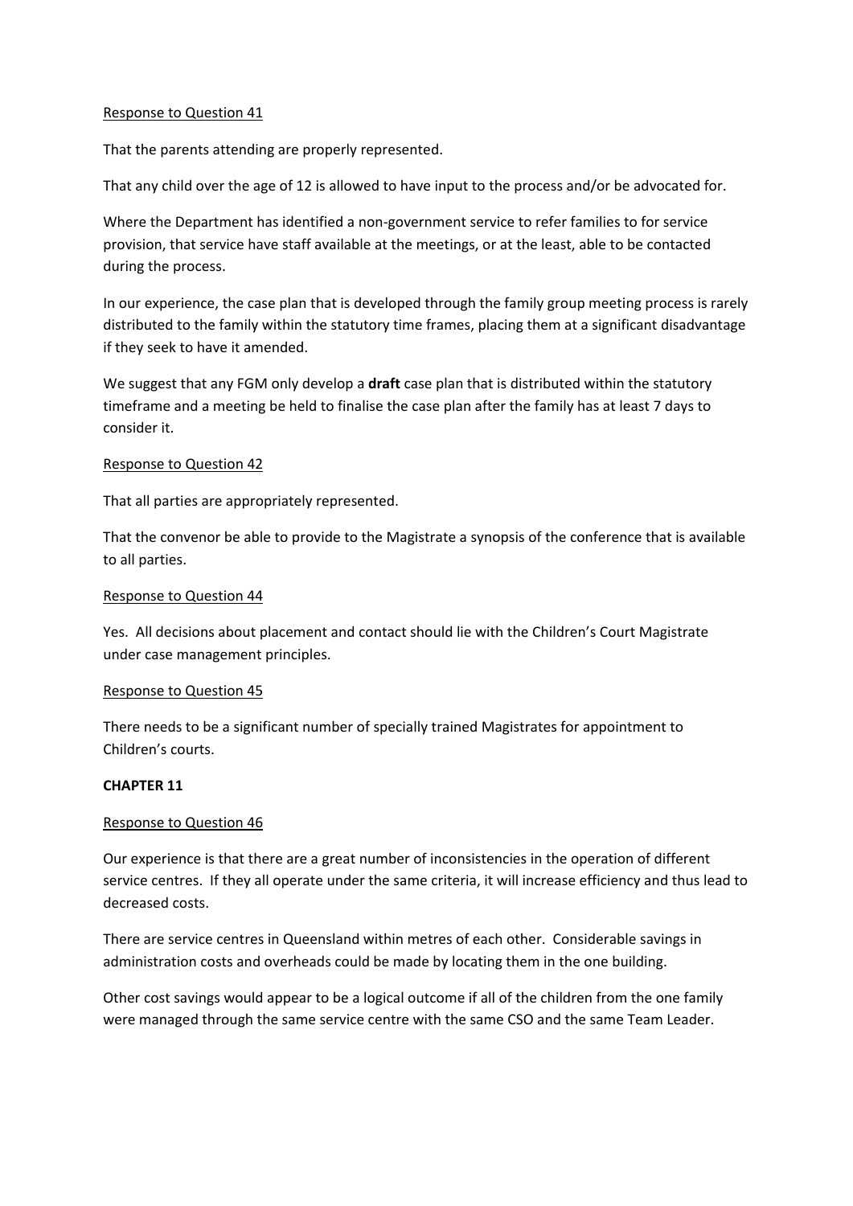Response to Question 41

That the parents attending are properly represented.

That any child over the age of 12 is allowed to have input to the process and/or be advocated for.

Where the Department has identified a non-government service to refer families to for service provision, that service have staff available at the meetings, or at the least, able to be contacted during the process.

In our experience, the case plan that is developed through the family group meeting process is rarely distributed to the family within the statutory time frames, placing them at a significant disadvantage if they seek to have it amended.

We suggest that any FGM only develop a **draft** case plan that is distributed within the statutory timeframe and a meeting be held to finalise the case plan after the family has at least 7 days to consider it.

Response to Question 42

That all parties are appropriately represented.

That the convenor be able to provide to the Magistrate a synopsis of the conference that is available to all parties.

Response to Question 44

Yes. All decisions about placement and contact should lie with the Children's Court Magistrate under case management principles.

Response to Question 45

There needs to be a significant number of specially trained Magistrates for appointment to Children's courts.

**CHAPTER 11**

Response to Question 46

Our experience is that there are a great number of inconsistencies in the operation of different service centres. If they all operate under the same criteria, it will increase efficiency and thus lead to decreased costs.

There are service centres in Queensland within metres of each other. Considerable savings in administration costs and overheads could be made by locating them in the one building.

Other cost savings would appear to be a logical outcome if all of the children from the one family were managed through the same service centre with the same CSO and the same Team Leader.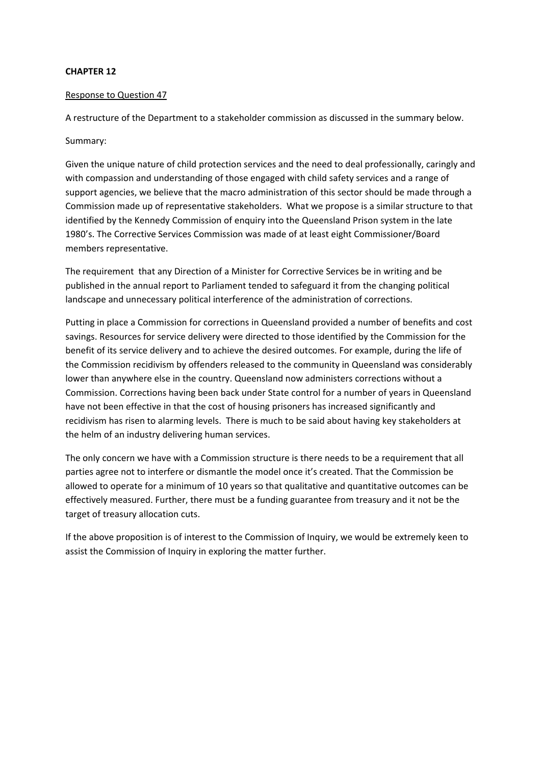**CHAPTER 12**

Response to Question 47

A restructure of the Department to a stakeholder commission as discussed in the summary below.

Summary:

Given the unique nature of child protection services and the need to deal professionally, caringly and with compassion and understanding of those engaged with child safety services and a range of support agencies, we believe that the macro administration of this sector should be made through a Commission made up of representative stakeholders. What we propose is a similar structure to that identified by the Kennedy Commission of enquiry into the Queensland Prison system in the late 1980's. The Corrective Services Commission was made of at least eight Commissioner/Board members representative.

The requirement that any Direction of a Minister for Corrective Services be in writing and be published in the annual report to Parliament tended to safeguard it from the changing political landscape and unnecessary political interference of the administration of corrections.

Putting in place a Commission for corrections in Queensland provided a number of benefits and cost savings. Resources for service delivery were directed to those identified by the Commission for the benefit of its service delivery and to achieve the desired outcomes. For example, during the life of the Commission recidivism by offenders released to the community in Queensland was considerably lower than anywhere else in the country. Queensland now administers corrections without a Commission. Corrections having been back under State control for a number of years in Queensland have not been effective in that the cost of housing prisoners has increased significantly and recidivism has risen to alarming levels. There is much to be said about having key stakeholders at the helm of an industry delivering human services.

The only concern we have with a Commission structure is there needs to be a requirement that all parties agree not to interfere or dismantle the model once it's created. That the Commission be allowed to operate for a minimum of 10 years so that qualitative and quantitative outcomes can be effectively measured. Further, there must be a funding guarantee from treasury and it not be the target of treasury allocation cuts.

If the above proposition is of interest to the Commission of Inquiry, we would be extremely keen to assist the Commission of Inquiry in exploring the matter further.